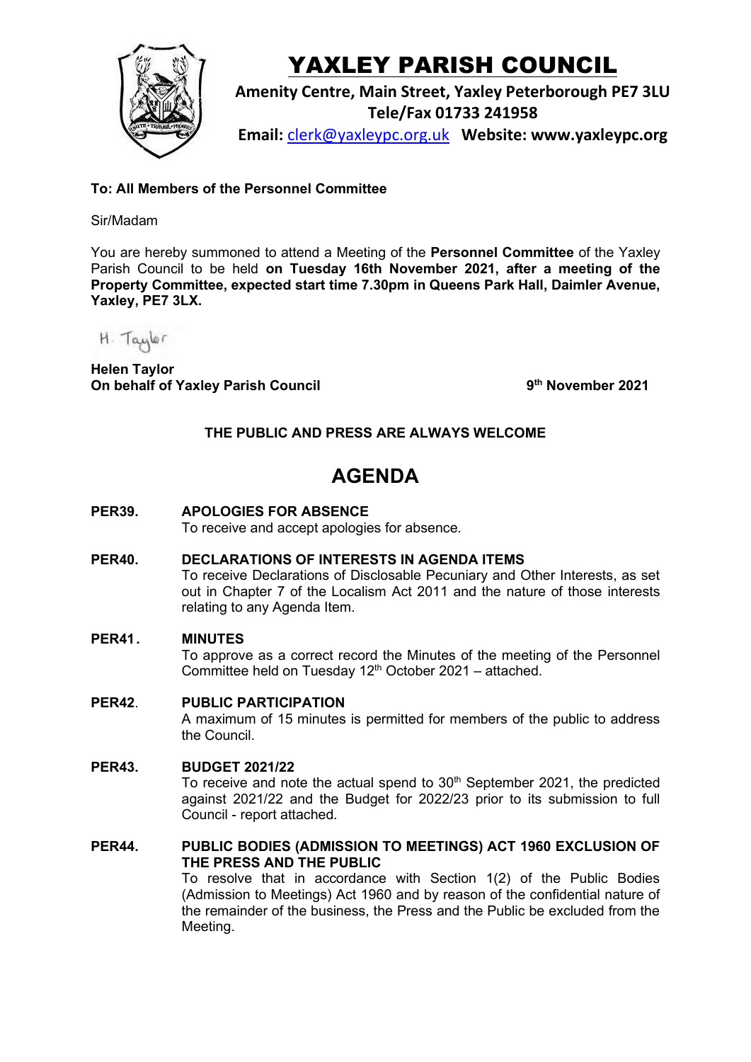# YAXLEY PARISH COUNCIL

**Amenity Centre, Main Street, Yaxley Peterborough PE7 3LU**
**Tele/Fax 01733 241958**
**Email:** clerk@yaxleypc.org.uk **Website: www.yaxleypc.org**

**To: All Members of the Personnel Committee**

Sir/Madam

You are hereby summoned to attend a Meeting of the **Personnel Committee** of the Yaxley Parish Council to be held **on Tuesday 16th November 2021, after a meeting of the Property Committee, expected start time 7.30pm in Queens Park Hall, Daimler Avenue, Yaxley, PE7 3LX.**

H. Taylor

**Helen Taylor**
**On behalf of Yaxley Parish Council** **9th November 2021**

**THE PUBLIC AND PRESS ARE ALWAYS WELCOME**

## AGENDA

**PER39. APOLOGIES FOR ABSENCE**
To receive and accept apologies for absence.

**PER40. DECLARATIONS OF INTERESTS IN AGENDA ITEMS**
To receive Declarations of Disclosable Pecuniary and Other Interests, as set out in Chapter 7 of the Localism Act 2011 and the nature of those interests relating to any Agenda Item.

**PER41. MINUTES**
To approve as a correct record the Minutes of the meeting of the Personnel Committee held on Tuesday 12th October 2021 – attached.

**PER42. PUBLIC PARTICIPATION**
A maximum of 15 minutes is permitted for members of the public to address the Council.

**PER43. BUDGET 2021/22**
To receive and note the actual spend to 30th September 2021, the predicted against 2021/22 and the Budget for 2022/23 prior to its submission to full Council - report attached.

**PER44. PUBLIC BODIES (ADMISSION TO MEETINGS) ACT 1960 EXCLUSION OF THE PRESS AND THE PUBLIC**
To resolve that in accordance with Section 1(2) of the Public Bodies (Admission to Meetings) Act 1960 and by reason of the confidential nature of the remainder of the business, the Press and the Public be excluded from the Meeting.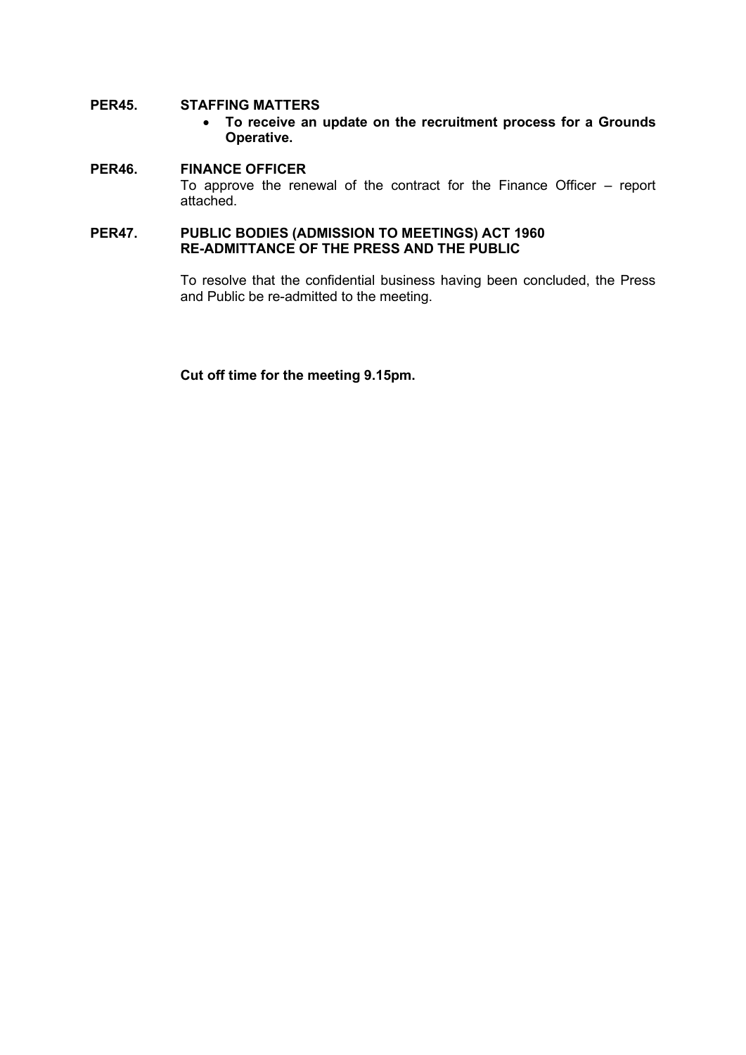**PER45. STAFFING MATTERS**

- **To receive an update on the recruitment process for a Grounds Operative.**

**PER46. FINANCE OFFICER**

To approve the renewal of the contract for the Finance Officer – report attached.

**PER47. PUBLIC BODIES (ADMISSION TO MEETINGS) ACT 1960 RE-ADMITTANCE OF THE PRESS AND THE PUBLIC**

To resolve that the confidential business having been concluded, the Press and Public be re-admitted to the meeting.

**Cut off time for the meeting 9.15pm.**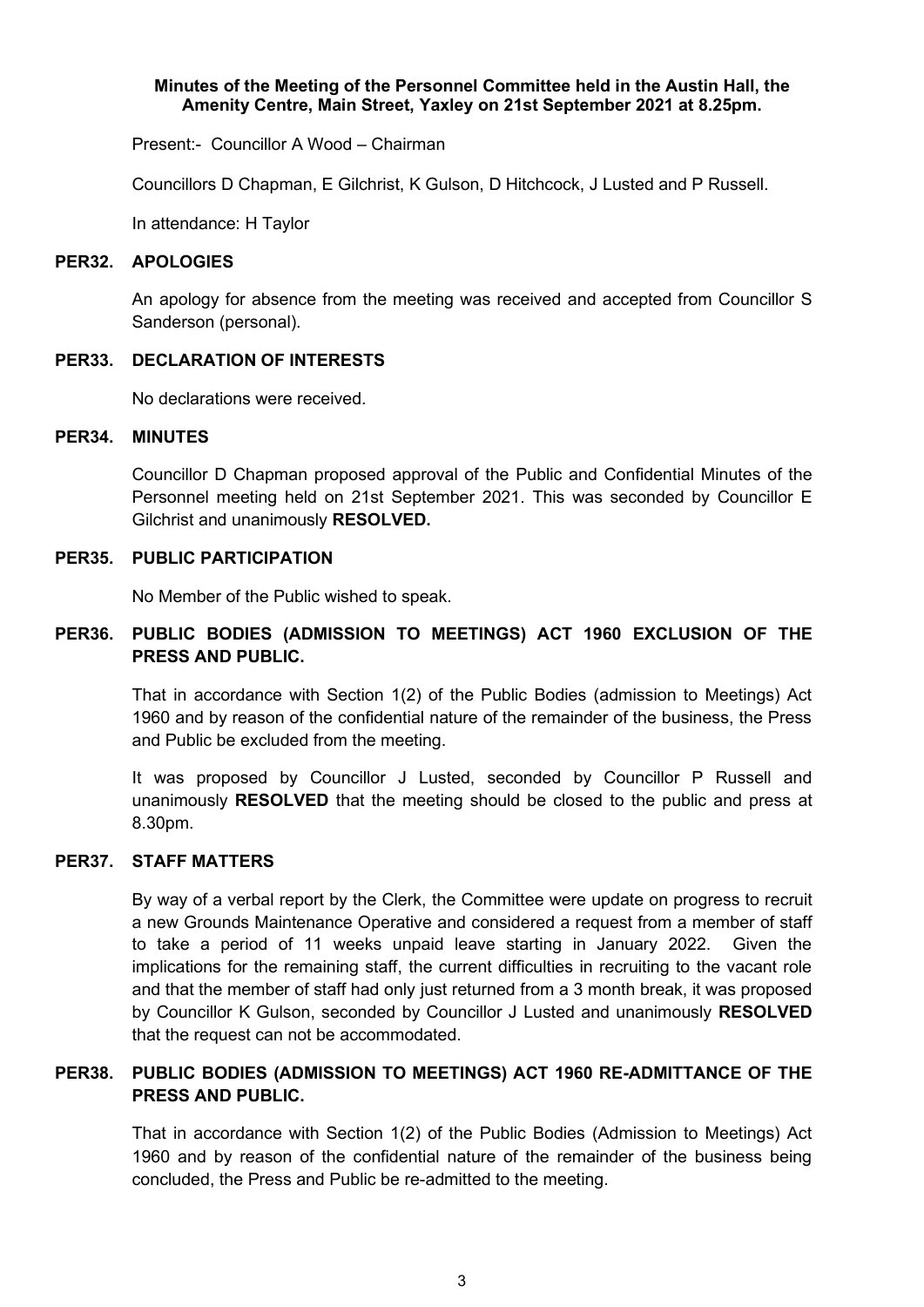**Minutes of the Meeting of the Personnel Committee held in the Austin Hall, the Amenity Centre, Main Street, Yaxley on 21st September 2021 at 8.25pm.**

Present:- Councillor A Wood – Chairman

Councillors D Chapman, E Gilchrist, K Gulson, D Hitchcock, J Lusted and P Russell.

In attendance: H Taylor

## PER32. APOLOGIES

An apology for absence from the meeting was received and accepted from Councillor S Sanderson (personal).

## PER33. DECLARATION OF INTERESTS

No declarations were received.

## PER34. MINUTES

Councillor D Chapman proposed approval of the Public and Confidential Minutes of the Personnel meeting held on 21st September 2021. This was seconded by Councillor E Gilchrist and unanimously **RESOLVED.**

## PER35. PUBLIC PARTICIPATION

No Member of the Public wished to speak.

## PER36. PUBLIC BODIES (ADMISSION TO MEETINGS) ACT 1960 EXCLUSION OF THE PRESS AND PUBLIC.

That in accordance with Section 1(2) of the Public Bodies (admission to Meetings) Act 1960 and by reason of the confidential nature of the remainder of the business, the Press and Public be excluded from the meeting.

It was proposed by Councillor J Lusted, seconded by Councillor P Russell and unanimously **RESOLVED** that the meeting should be closed to the public and press at 8.30pm.

## PER37. STAFF MATTERS

By way of a verbal report by the Clerk, the Committee were update on progress to recruit a new Grounds Maintenance Operative and considered a request from a member of staff to take a period of 11 weeks unpaid leave starting in January 2022. Given the implications for the remaining staff, the current difficulties in recruiting to the vacant role and that the member of staff had only just returned from a 3 month break, it was proposed by Councillor K Gulson, seconded by Councillor J Lusted and unanimously **RESOLVED** that the request can not be accommodated.

## PER38. PUBLIC BODIES (ADMISSION TO MEETINGS) ACT 1960 RE-ADMITTANCE OF THE PRESS AND PUBLIC.

That in accordance with Section 1(2) of the Public Bodies (Admission to Meetings) Act 1960 and by reason of the confidential nature of the remainder of the business being concluded, the Press and Public be re-admitted to the meeting.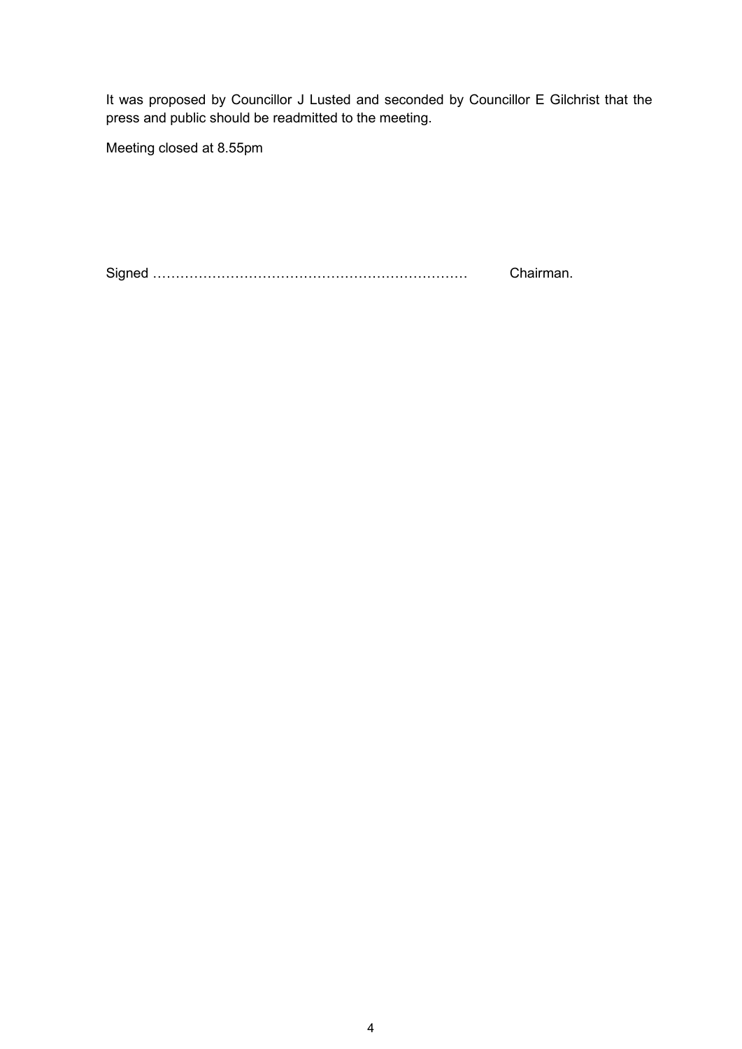It was proposed by Councillor J Lusted and seconded by Councillor E Gilchrist that the press and public should be readmitted to the meeting.

Meeting closed at 8.55pm

Signed ………………………………………………………… Chairman.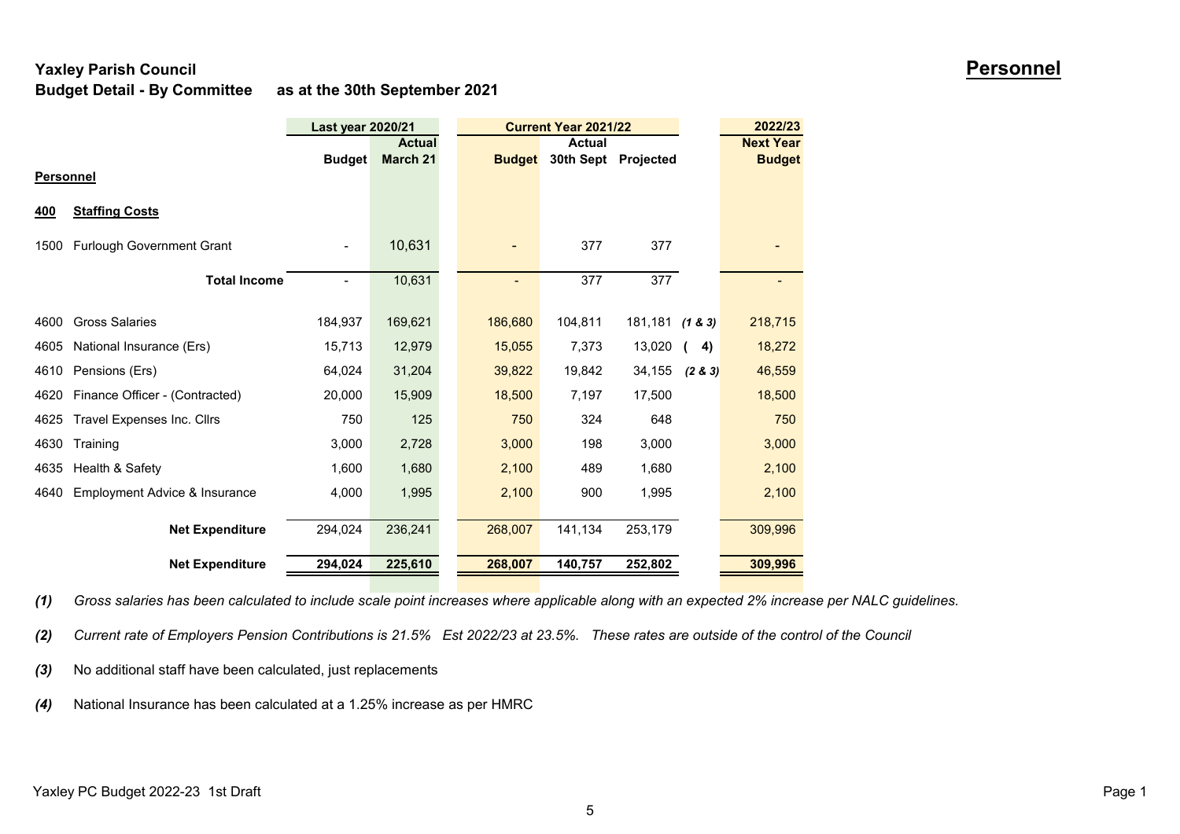**Yaxley Parish Council**

**Budget Detail - By Committee as at the 30th September 2021**

## Personnel

| | | Last year 2020/21 | | Current Year 2021/22 | | | | 2022/23 |
|---|---|---|---|---|---|---|---|---|
| | | Budget | Actual March 21 | Budget | Actual 30th Sept | Projected | | Next Year Budget |
| **Personnel** | | | | | | | | |
| **400** | **Staffing Costs** | | | | | | | |
| 1500 | Furlough Government Grant | - | 10,631 | - | 377 | 377 | | - |
| | **Total Income** | - | 10,631 | - | 377 | 377 | | - |
| 4600 | Gross Salaries | 184,937 | 169,621 | 186,680 | 104,811 | 181,181 | *(1 & 3)* | 218,715 |
| 4605 | National Insurance (Ers) | 15,713 | 12,979 | 15,055 | 7,373 | 13,020 | ( 4) | 18,272 |
| 4610 | Pensions (Ers) | 64,024 | 31,204 | 39,822 | 19,842 | 34,155 | *(2 & 3)* | 46,559 |
| 4620 | Finance Officer - (Contracted) | 20,000 | 15,909 | 18,500 | 7,197 | 17,500 | | 18,500 |
| 4625 | Travel Expenses Inc. Cllrs | 750 | 125 | 750 | 324 | 648 | | 750 |
| 4630 | Training | 3,000 | 2,728 | 3,000 | 198 | 3,000 | | 3,000 |
| 4635 | Health & Safety | 1,600 | 1,680 | 2,100 | 489 | 1,680 | | 2,100 |
| 4640 | Employment Advice & Insurance | 4,000 | 1,995 | 2,100 | 900 | 1,995 | | 2,100 |
| | **Net Expenditure** | 294,024 | 236,241 | 268,007 | 141,134 | 253,179 | | 309,996 |
| | **Net Expenditure** | **294,024** | **225,610** | **268,007** | **140,757** | **252,802** | | **309,996** |

***(1)*** *Gross salaries has been calculated to include scale point increases where applicable along with an expected 2% increase per NALC guidelines.*

***(2)*** *Current rate of Employers Pension Contributions is 21.5% Est 2022/23 at 23.5%. These rates are outside of the control of the Council*

***(3)*** No additional staff have been calculated, just replacements

***(4)*** National Insurance has been calculated at a 1.25% increase as per HMRC

Yaxley PC Budget 2022-23 1st Draft